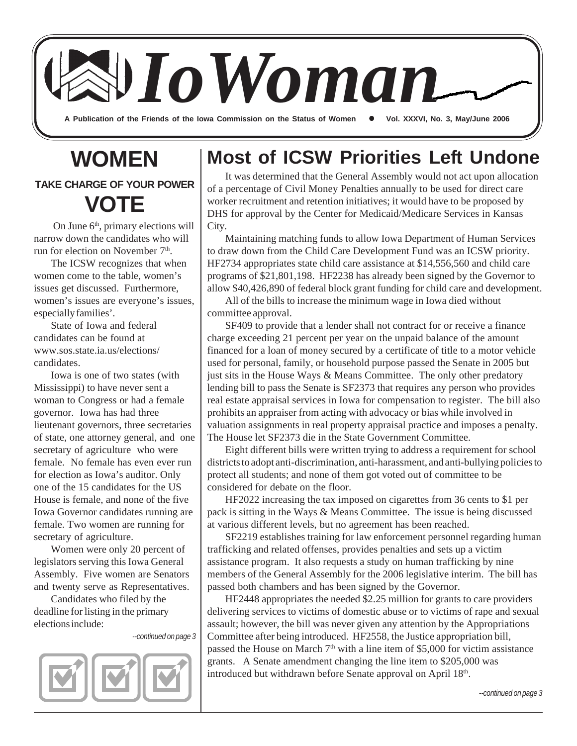# IoWoman

**A Publication of the Friends of the Iowa Commission on the Status of Women • Vol. XXXVI, No. 3, May/June 2006**

# WOMEN

### TAKE CHARGE OF YOUR POWER

# VOTE

On June 6th, primary elections will narrow down the candidates who will run for election on November 7th.

The ICSW recognizes that when women come to the table, women's issues get discussed. Furthermore, women's issues are everyone's issues, especially families'.

State of Iowa and federal candidates can be found at www.sos.state.ia.us/elections/candidates.

Iowa is one of two states (with Mississippi) to have never sent a woman to Congress or had a female governor. Iowa has had three lieutenant governors, three secretaries of state, one attorney general, and one secretary of agriculture who were female. No female has even ever run for election as Iowa's auditor. Only one of the 15 candidates for the US House is female, and none of the five Iowa Governor candidates running are female. Two women are running for secretary of agriculture.

Women were only 20 percent of legislators serving this Iowa General Assembly. Five women are Senators and twenty serve as Representatives.

Candidates who filed by the deadline for listing in the primary elections include:

*--continued on page 3*

# Most of ICSW Priorities Left Undone

It was determined that the General Assembly would not act upon allocation of a percentage of Civil Money Penalties annually to be used for direct care worker recruitment and retention initiatives; it would have to be proposed by DHS for approval by the Center for Medicaid/Medicare Services in Kansas City.

Maintaining matching funds to allow Iowa Department of Human Services to draw down from the Child Care Development Fund was an ICSW priority. HF2734 appropriates state child care assistance at $14,556,560 and child care programs of $21,801,198. HF2238 has already been signed by the Governor to allow $40,426,890 of federal block grant funding for child care and development.

All of the bills to increase the minimum wage in Iowa died without committee approval.

SF409 to provide that a lender shall not contract for or receive a finance charge exceeding 21 percent per year on the unpaid balance of the amount financed for a loan of money secured by a certificate of title to a motor vehicle used for personal, family, or household purpose passed the Senate in 2005 but just sits in the House Ways & Means Committee. The only other predatory lending bill to pass the Senate is SF2373 that requires any person who provides real estate appraisal services in Iowa for compensation to register. The bill also prohibits an appraiser from acting with advocacy or bias while involved in valuation assignments in real property appraisal practice and imposes a penalty. The House let SF2373 die in the State Government Committee.

Eight different bills were written trying to address a requirement for school districts to adopt anti-discrimination, anti-harassment, and anti-bullying policies to protect all students; and none of them got voted out of committee to be considered for debate on the floor.

HF2022 increasing the tax imposed on cigarettes from 36 cents to $1 per pack is sitting in the Ways & Means Committee. The issue is being discussed at various different levels, but no agreement has been reached.

SF2219 establishes training for law enforcement personnel regarding human trafficking and related offenses, provides penalties and sets up a victim assistance program. It also requests a study on human trafficking by nine members of the General Assembly for the 2006 legislative interim. The bill has passed both chambers and has been signed by the Governor.

HF2448 appropriates the needed $2.25 million for grants to care providers delivering services to victims of domestic abuse or to victims of rape and sexual assault; however, the bill was never given any attention by the Appropriations Committee after being introduced. HF2558, the Justice appropriation bill, passed the House on March 7th with a line item of $5,000 for victim assistance grants. A Senate amendment changing the line item to $205,000 was introduced but withdrawn before Senate approval on April 18th.

*--continued on page 3*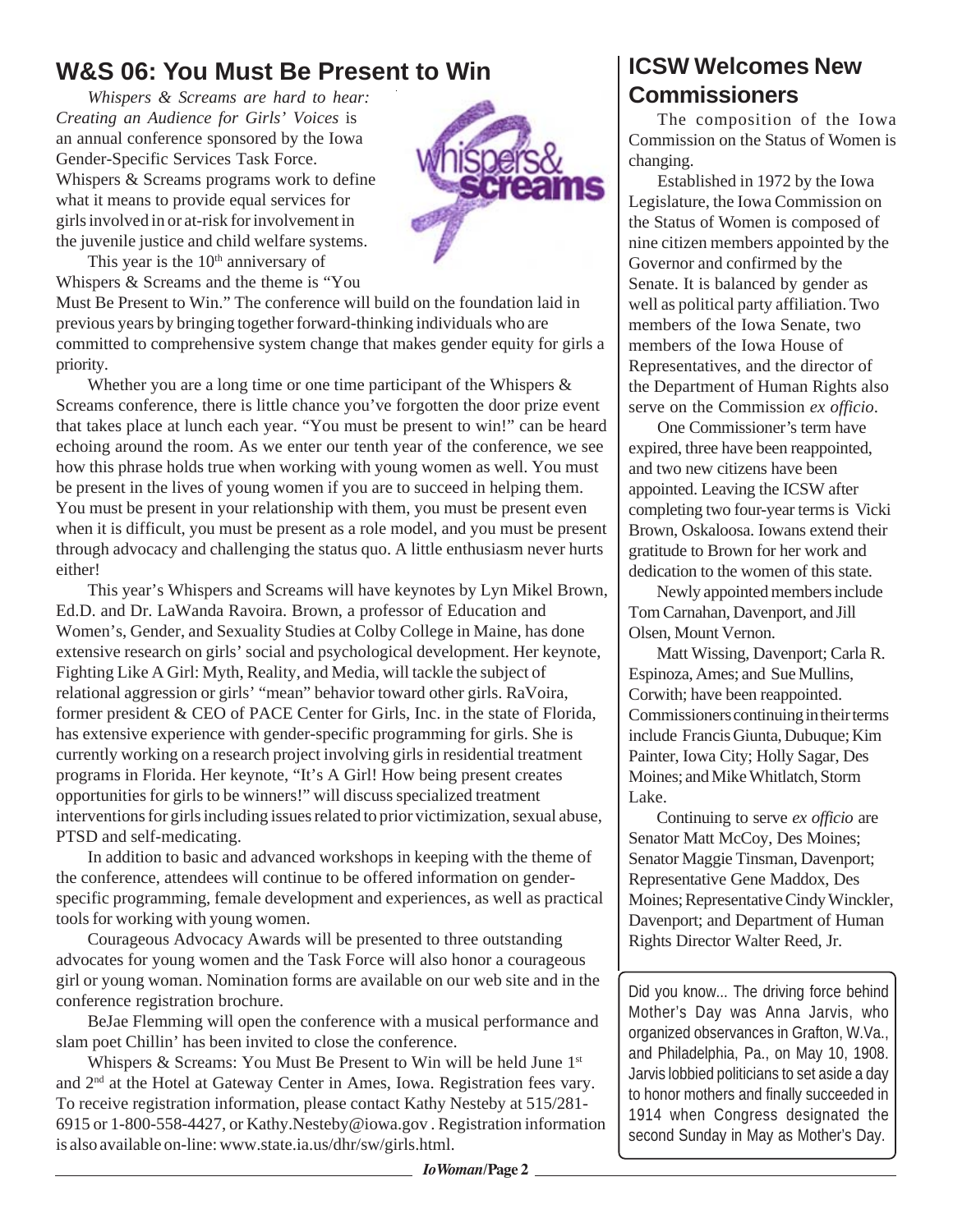## W&S 06: You Must Be Present to Win

*Whispers & Screams are hard to hear: Creating an Audience for Girls' Voices* is an annual conference sponsored by the Iowa Gender-Specific Services Task Force. Whispers & Screams programs work to define what it means to provide equal services for girls involved in or at-risk for involvement in the juvenile justice and child welfare systems.

This year is the 10th anniversary of Whispers & Screams and the theme is "You Must Be Present to Win." The conference will build on the foundation laid in previous years by bringing together forward-thinking individuals who are committed to comprehensive system change that makes gender equity for girls a priority.

Whether you are a long time or one time participant of the Whispers & Screams conference, there is little chance you've forgotten the door prize event that takes place at lunch each year. "You must be present to win!" can be heard echoing around the room. As we enter our tenth year of the conference, we see how this phrase holds true when working with young women as well. You must be present in the lives of young women if you are to succeed in helping them. You must be present in your relationship with them, you must be present even when it is difficult, you must be present as a role model, and you must be present through advocacy and challenging the status quo. A little enthusiasm never hurts either!

This year's Whispers and Screams will have keynotes by Lyn Mikel Brown, Ed.D. and Dr. LaWanda Ravoira. Brown, a professor of Education and Women's, Gender, and Sexuality Studies at Colby College in Maine, has done extensive research on girls' social and psychological development. Her keynote, Fighting Like A Girl: Myth, Reality, and Media, will tackle the subject of relational aggression or girls' "mean" behavior toward other girls. RaVoira, former president & CEO of PACE Center for Girls, Inc. in the state of Florida, has extensive experience with gender-specific programming for girls. She is currently working on a research project involving girls in residential treatment programs in Florida. Her keynote, "It's A Girl! How being present creates opportunities for girls to be winners!" will discuss specialized treatment interventions for girls including issues related to prior victimization, sexual abuse, PTSD and self-medicating.

In addition to basic and advanced workshops in keeping with the theme of the conference, attendees will continue to be offered information on gender-specific programming, female development and experiences, as well as practical tools for working with young women.

Courageous Advocacy Awards will be presented to three outstanding advocates for young women and the Task Force will also honor a courageous girl or young woman. Nomination forms are available on our web site and in the conference registration brochure.

BeJae Flemming will open the conference with a musical performance and slam poet Chillin' has been invited to close the conference.

Whispers & Screams: You Must Be Present to Win will be held June 1st and 2nd at the Hotel at Gateway Center in Ames, Iowa. Registration fees vary. To receive registration information, please contact Kathy Nesteby at 515/281-6915 or 1-800-558-4427, or Kathy.Nesteby@iowa.gov . Registration information is also available on-line: www.state.ia.us/dhr/sw/girls.html.

## ICSW Welcomes New Commissioners

The composition of the Iowa Commission on the Status of Women is changing.

Established in 1972 by the Iowa Legislature, the Iowa Commission on the Status of Women is composed of nine citizen members appointed by the Governor and confirmed by the Senate. It is balanced by gender as well as political party affiliation. Two members of the Iowa Senate, two members of the Iowa House of Representatives, and the director of the Department of Human Rights also serve on the Commission *ex officio*.

One Commissioner's term have expired, three have been reappointed, and two new citizens have been appointed. Leaving the ICSW after completing two four-year terms is Vicki Brown, Oskaloosa. Iowans extend their gratitude to Brown for her work and dedication to the women of this state.

Newly appointed members include Tom Carnahan, Davenport, and Jill Olsen, Mount Vernon.

Matt Wissing, Davenport; Carla R. Espinoza, Ames; and Sue Mullins, Corwith; have been reappointed. Commissioners continuing in their terms include Francis Giunta, Dubuque; Kim Painter, Iowa City; Holly Sagar, Des Moines; and Mike Whitlatch, Storm Lake.

Continuing to serve *ex officio* are Senator Matt McCoy, Des Moines; Senator Maggie Tinsman, Davenport; Representative Gene Maddox, Des Moines; Representative Cindy Winckler, Davenport; and Department of Human Rights Director Walter Reed, Jr.

Did you know... The driving force behind Mother's Day was Anna Jarvis, who organized observances in Grafton, W.Va., and Philadelphia, Pa., on May 10, 1908. Jarvis lobbied politicians to set aside a day to honor mothers and finally succeeded in 1914 when Congress designated the second Sunday in May as Mother's Day.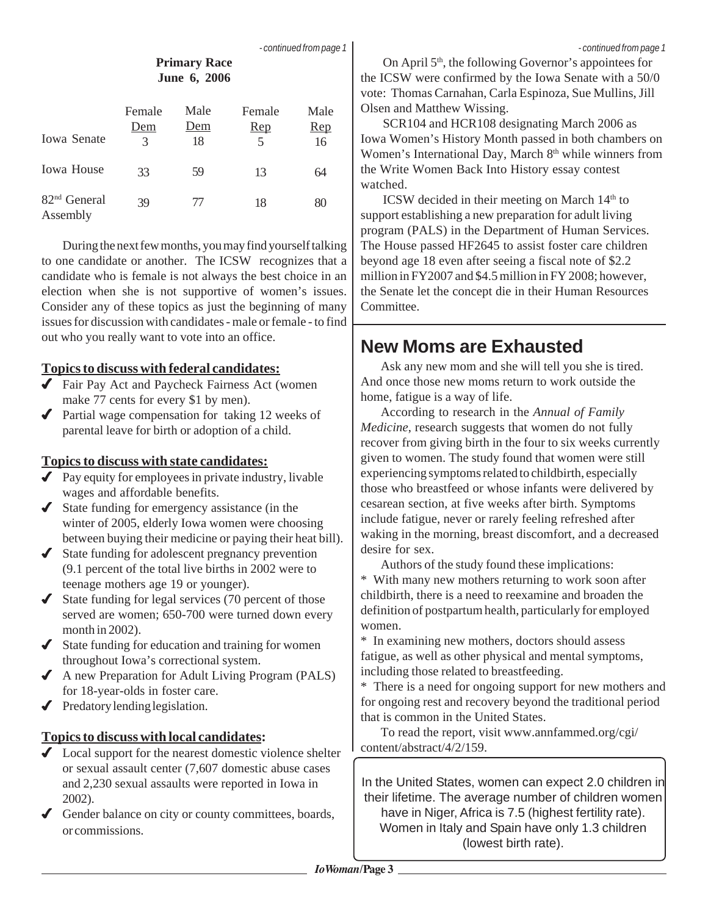*- continued from page 1*

**Primary Race**
**June 6, 2006**

| | Female Dem | Male Dem | Female Rep | Male Rep |
|---|---|---|---|---|
| Iowa Senate | 3 | 18 | 5 | 16 |
| Iowa House | 33 | 59 | 13 | 64 |
| 82nd General Assembly | 39 | 77 | 18 | 80 |

During the next few months, you may find yourself talking to one candidate or another. The ICSW recognizes that a candidate who is female is not always the best choice in an election when she is not supportive of women's issues. Consider any of these topics as just the beginning of many issues for discussion with candidates - male or female - to find out who you really want to vote into an office.

**Topics to discuss with federal candidates:**

- ✔ Fair Pay Act and Paycheck Fairness Act (women make 77 cents for every $1 by men).
- ✔ Partial wage compensation for taking 12 weeks of parental leave for birth or adoption of a child.

**Topics to discuss with state candidates:**

- ✔ Pay equity for employees in private industry, livable wages and affordable benefits.
- ✔ State funding for emergency assistance (in the winter of 2005, elderly Iowa women were choosing between buying their medicine or paying their heat bill).
- ✔ State funding for adolescent pregnancy prevention (9.1 percent of the total live births in 2002 were to teenage mothers age 19 or younger).
- ✔ State funding for legal services (70 percent of those served are women; 650-700 were turned down every month in 2002).
- ✔ State funding for education and training for women throughout Iowa's correctional system.
- ✔ A new Preparation for Adult Living Program (PALS) for 18-year-olds in foster care.
- ✔ Predatory lending legislation.

**Topics to discuss with local candidates:**

- ✔ Local support for the nearest domestic violence shelter or sexual assault center (7,607 domestic abuse cases and 2,230 sexual assaults were reported in Iowa in 2002).
- ✔ Gender balance on city or county committees, boards, or commissions.

*- continued from page 1*

On April 5th, the following Governor's appointees for the ICSW were confirmed by the Iowa Senate with a 50/0 vote: Thomas Carnahan, Carla Espinoza, Sue Mullins, Jill Olsen and Matthew Wissing.

SCR104 and HCR108 designating March 2006 as Iowa Women's History Month passed in both chambers on Women's International Day, March 8th while winners from the Write Women Back Into History essay contest watched.

ICSW decided in their meeting on March 14th to support establishing a new preparation for adult living program (PALS) in the Department of Human Services. The House passed HF2645 to assist foster care children beyond age 18 even after seeing a fiscal note of $2.2 million in FY2007 and $4.5 million in FY 2008; however, the Senate let the concept die in their Human Resources Committee.

## New Moms are Exhausted

Ask any new mom and she will tell you she is tired. And once those new moms return to work outside the home, fatigue is a way of life.

According to research in the *Annual of Family Medicine*, research suggests that women do not fully recover from giving birth in the four to six weeks currently given to women. The study found that women were still experiencing symptoms related to childbirth, especially those who breastfeed or whose infants were delivered by cesarean section, at five weeks after birth. Symptoms include fatigue, never or rarely feeling refreshed after waking in the morning, breast discomfort, and a decreased desire for sex.

Authors of the study found these implications:

* With many new mothers returning to work soon after childbirth, there is a need to reexamine and broaden the definition of postpartum health, particularly for employed women.

* In examining new mothers, doctors should assess fatigue, as well as other physical and mental symptoms, including those related to breastfeeding.

* There is a need for ongoing support for new mothers and for ongoing rest and recovery beyond the traditional period that is common in the United States.

To read the report, visit www.annfammed.org/cgi/content/abstract/4/2/159.

In the United States, women can expect 2.0 children in their lifetime. The average number of children women have in Niger, Africa is 7.5 (highest fertility rate). Women in Italy and Spain have only 1.3 children (lowest birth rate).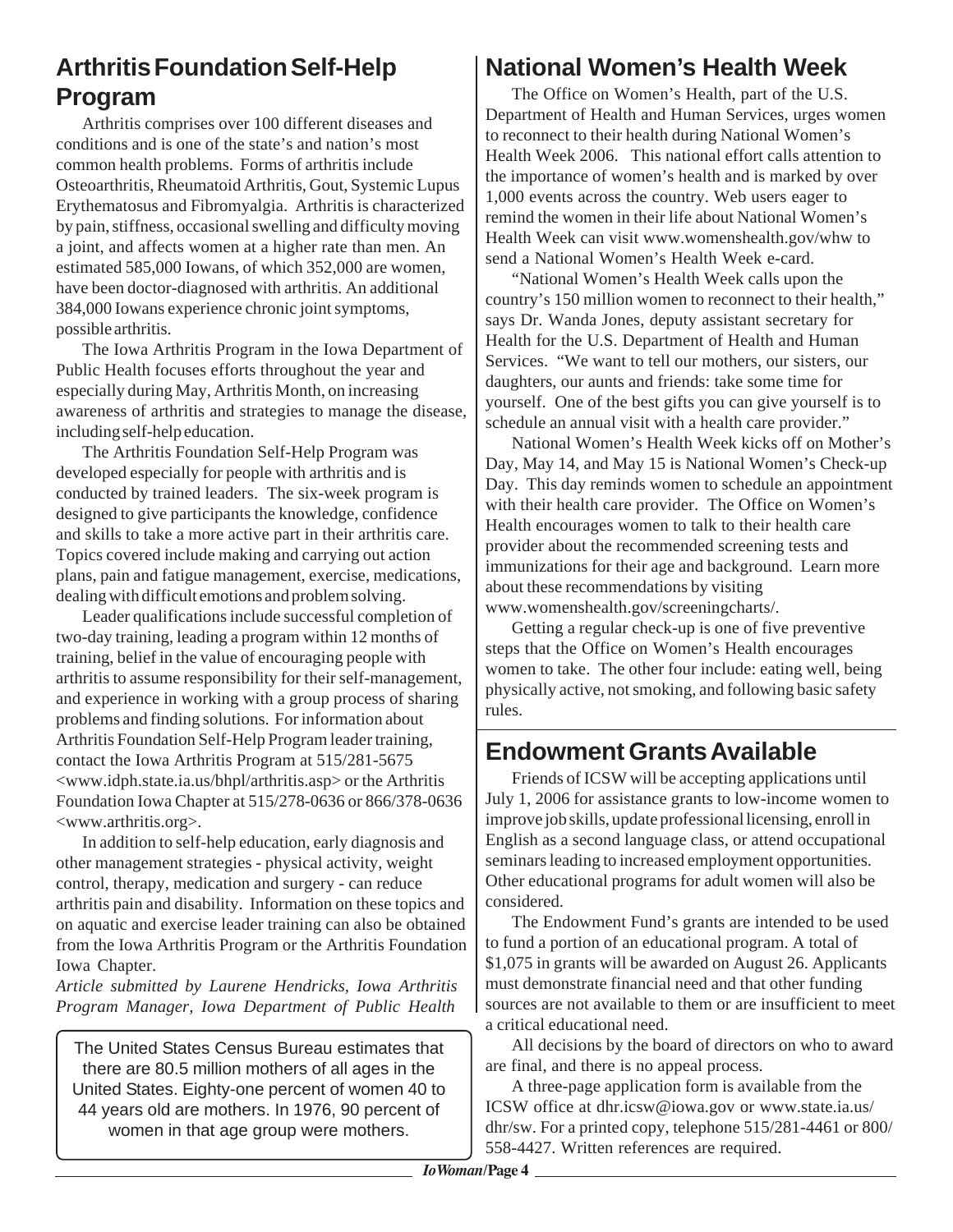## Arthritis Foundation Self-Help Program

Arthritis comprises over 100 different diseases and conditions and is one of the state's and nation's most common health problems. Forms of arthritis include Osteoarthritis, Rheumatoid Arthritis, Gout, Systemic Lupus Erythematosus and Fibromyalgia. Arthritis is characterized by pain, stiffness, occasional swelling and difficulty moving a joint, and affects women at a higher rate than men. An estimated 585,000 Iowans, of which 352,000 are women, have been doctor-diagnosed with arthritis. An additional 384,000 Iowans experience chronic joint symptoms, possible arthritis.

The Iowa Arthritis Program in the Iowa Department of Public Health focuses efforts throughout the year and especially during May, Arthritis Month, on increasing awareness of arthritis and strategies to manage the disease, including self-help education.

The Arthritis Foundation Self-Help Program was developed especially for people with arthritis and is conducted by trained leaders. The six-week program is designed to give participants the knowledge, confidence and skills to take a more active part in their arthritis care. Topics covered include making and carrying out action plans, pain and fatigue management, exercise, medications, dealing with difficult emotions and problem solving.

Leader qualifications include successful completion of two-day training, leading a program within 12 months of training, belief in the value of encouraging people with arthritis to assume responsibility for their self-management, and experience in working with a group process of sharing problems and finding solutions. For information about Arthritis Foundation Self-Help Program leader training, contact the Iowa Arthritis Program at 515/281-5675 <www.idph.state.ia.us/bhpl/arthritis.asp> or the Arthritis Foundation Iowa Chapter at 515/278-0636 or 866/378-0636 <www.arthritis.org>.

In addition to self-help education, early diagnosis and other management strategies - physical activity, weight control, therapy, medication and surgery - can reduce arthritis pain and disability. Information on these topics and on aquatic and exercise leader training can also be obtained from the Iowa Arthritis Program or the Arthritis Foundation Iowa Chapter.

*Article submitted by Laurene Hendricks, Iowa Arthritis Program Manager, Iowa Department of Public Health*

The United States Census Bureau estimates that there are 80.5 million mothers of all ages in the United States. Eighty-one percent of women 40 to 44 years old are mothers. In 1976, 90 percent of women in that age group were mothers.

## National Women's Health Week

The Office on Women's Health, part of the U.S. Department of Health and Human Services, urges women to reconnect to their health during National Women's Health Week 2006. This national effort calls attention to the importance of women's health and is marked by over 1,000 events across the country. Web users eager to remind the women in their life about National Women's Health Week can visit www.womenshealth.gov/whw to send a National Women's Health Week e-card.

"National Women's Health Week calls upon the country's 150 million women to reconnect to their health," says Dr. Wanda Jones, deputy assistant secretary for Health for the U.S. Department of Health and Human Services. "We want to tell our mothers, our sisters, our daughters, our aunts and friends: take some time for yourself. One of the best gifts you can give yourself is to schedule an annual visit with a health care provider."

National Women's Health Week kicks off on Mother's Day, May 14, and May 15 is National Women's Check-up Day. This day reminds women to schedule an appointment with their health care provider. The Office on Women's Health encourages women to talk to their health care provider about the recommended screening tests and immunizations for their age and background. Learn more about these recommendations by visiting www.womenshealth.gov/screeningcharts/.

Getting a regular check-up is one of five preventive steps that the Office on Women's Health encourages women to take. The other four include: eating well, being physically active, not smoking, and following basic safety rules.

## Endowment Grants Available

Friends of ICSW will be accepting applications until July 1, 2006 for assistance grants to low-income women to improve job skills, update professional licensing, enroll in English as a second language class, or attend occupational seminars leading to increased employment opportunities. Other educational programs for adult women will also be considered.

The Endowment Fund's grants are intended to be used to fund a portion of an educational program. A total of $1,075 in grants will be awarded on August 26. Applicants must demonstrate financial need and that other funding sources are not available to them or are insufficient to meet a critical educational need.

All decisions by the board of directors on who to award are final, and there is no appeal process.

A three-page application form is available from the ICSW office at dhr.icsw@iowa.gov or www.state.ia.us/dhr/sw. For a printed copy, telephone 515/281-4461 or 800/558-4427. Written references are required.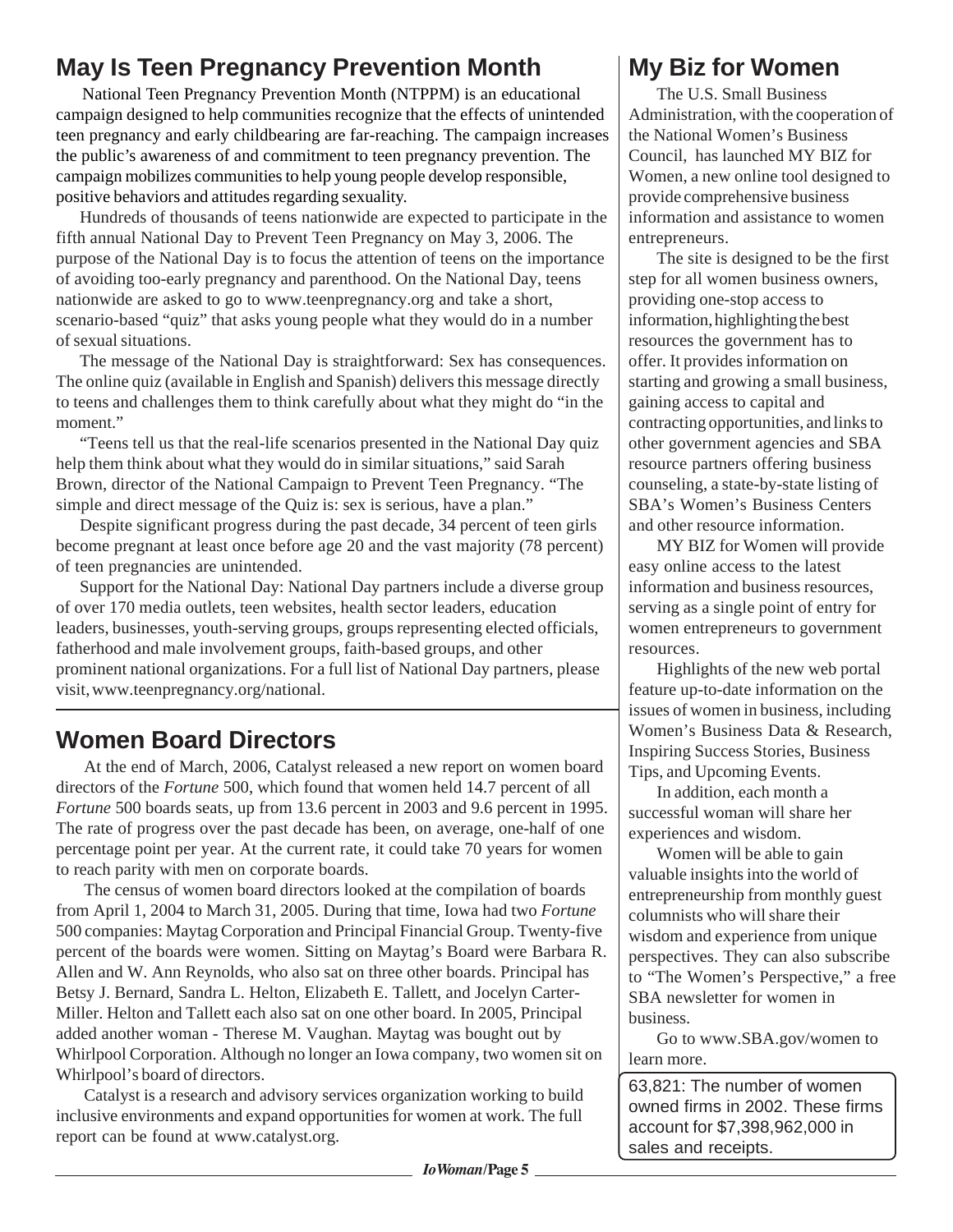## May Is Teen Pregnancy Prevention Month

National Teen Pregnancy Prevention Month (NTPPM) is an educational campaign designed to help communities recognize that the effects of unintended teen pregnancy and early childbearing are far-reaching. The campaign increases the public's awareness of and commitment to teen pregnancy prevention. The campaign mobilizes communities to help young people develop responsible, positive behaviors and attitudes regarding sexuality.

Hundreds of thousands of teens nationwide are expected to participate in the fifth annual National Day to Prevent Teen Pregnancy on May 3, 2006. The purpose of the National Day is to focus the attention of teens on the importance of avoiding too-early pregnancy and parenthood. On the National Day, teens nationwide are asked to go to www.teenpregnancy.org and take a short, scenario-based "quiz" that asks young people what they would do in a number of sexual situations.

The message of the National Day is straightforward: Sex has consequences. The online quiz (available in English and Spanish) delivers this message directly to teens and challenges them to think carefully about what they might do "in the moment."

"Teens tell us that the real-life scenarios presented in the National Day quiz help them think about what they would do in similar situations," said Sarah Brown, director of the National Campaign to Prevent Teen Pregnancy. "The simple and direct message of the Quiz is: sex is serious, have a plan."

Despite significant progress during the past decade, 34 percent of teen girls become pregnant at least once before age 20 and the vast majority (78 percent) of teen pregnancies are unintended.

Support for the National Day: National Day partners include a diverse group of over 170 media outlets, teen websites, health sector leaders, education leaders, businesses, youth-serving groups, groups representing elected officials, fatherhood and male involvement groups, faith-based groups, and other prominent national organizations. For a full list of National Day partners, please visit, www.teenpregnancy.org/national.

## Women Board Directors

At the end of March, 2006, Catalyst released a new report on women board directors of the *Fortune* 500, which found that women held 14.7 percent of all *Fortune* 500 boards seats, up from 13.6 percent in 2003 and 9.6 percent in 1995. The rate of progress over the past decade has been, on average, one-half of one percentage point per year. At the current rate, it could take 70 years for women to reach parity with men on corporate boards.

The census of women board directors looked at the compilation of boards from April 1, 2004 to March 31, 2005. During that time, Iowa had two *Fortune* 500 companies: Maytag Corporation and Principal Financial Group. Twenty-five percent of the boards were women. Sitting on Maytag's Board were Barbara R. Allen and W. Ann Reynolds, who also sat on three other boards. Principal has Betsy J. Bernard, Sandra L. Helton, Elizabeth E. Tallett, and Jocelyn Carter-Miller. Helton and Tallett each also sat on one other board. In 2005, Principal added another woman - Therese M. Vaughan. Maytag was bought out by Whirlpool Corporation. Although no longer an Iowa company, two women sit on Whirlpool's board of directors.

Catalyst is a research and advisory services organization working to build inclusive environments and expand opportunities for women at work. The full report can be found at www.catalyst.org.

## My Biz for Women

The U.S. Small Business Administration, with the cooperation of the National Women's Business Council, has launched MY BIZ for Women, a new online tool designed to provide comprehensive business information and assistance to women entrepreneurs.

The site is designed to be the first step for all women business owners, providing one-stop access to information, highlighting the best resources the government has to offer. It provides information on starting and growing a small business, gaining access to capital and contracting opportunities, and links to other government agencies and SBA resource partners offering business counseling, a state-by-state listing of SBA's Women's Business Centers and other resource information.

MY BIZ for Women will provide easy online access to the latest information and business resources, serving as a single point of entry for women entrepreneurs to government resources.

Highlights of the new web portal feature up-to-date information on the issues of women in business, including Women's Business Data & Research, Inspiring Success Stories, Business Tips, and Upcoming Events.

In addition, each month a successful woman will share her experiences and wisdom.

Women will be able to gain valuable insights into the world of entrepreneurship from monthly guest columnists who will share their wisdom and experience from unique perspectives. They can also subscribe to "The Women's Perspective," a free SBA newsletter for women in business.

Go to www.SBA.gov/women to learn more.

63,821: The number of women owned firms in 2002. These firms account for $7,398,962,000 in sales and receipts.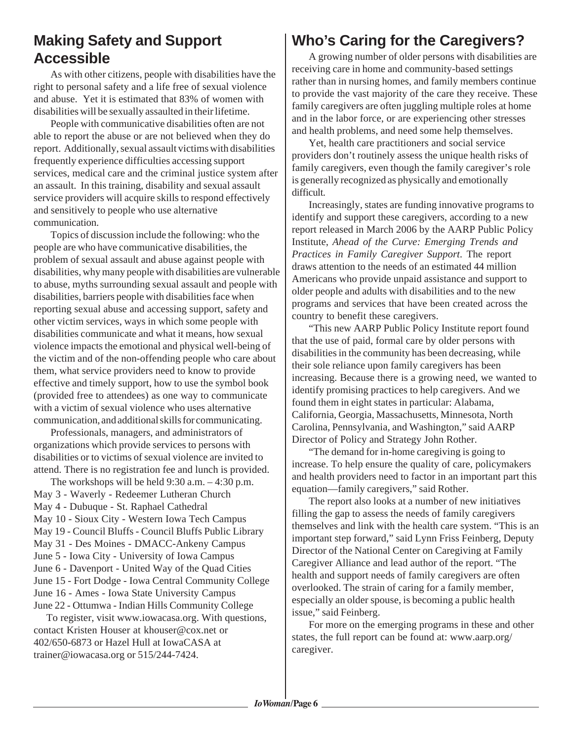## Making Safety and Support Accessible

As with other citizens, people with disabilities have the right to personal safety and a life free of sexual violence and abuse. Yet it is estimated that 83% of women with disabilities will be sexually assaulted in their lifetime.

People with communicative disabilities often are not able to report the abuse or are not believed when they do report. Additionally, sexual assault victims with disabilities frequently experience difficulties accessing support services, medical care and the criminal justice system after an assault. In this training, disability and sexual assault service providers will acquire skills to respond effectively and sensitively to people who use alternative communication.

Topics of discussion include the following: who the people are who have communicative disabilities, the problem of sexual assault and abuse against people with disabilities, why many people with disabilities are vulnerable to abuse, myths surrounding sexual assault and people with disabilities, barriers people with disabilities face when reporting sexual abuse and accessing support, safety and other victim services, ways in which some people with disabilities communicate and what it means, how sexual violence impacts the emotional and physical well-being of the victim and of the non-offending people who care about them, what service providers need to know to provide effective and timely support, how to use the symbol book (provided free to attendees) as one way to communicate with a victim of sexual violence who uses alternative communication, and additional skills for communicating.

Professionals, managers, and administrators of organizations which provide services to persons with disabilities or to victims of sexual violence are invited to attend. There is no registration fee and lunch is provided.

The workshops will be held 9:30 a.m. – 4:30 p.m.

May 3 - Waverly - Redeemer Lutheran Church
May 4 - Dubuque - St. Raphael Cathedral
May 10 - Sioux City - Western Iowa Tech Campus
May 19 - Council Bluffs - Council Bluffs Public Library
May 31 - Des Moines - DMACC-Ankeny Campus
June 5 - Iowa City - University of Iowa Campus
June 6 - Davenport - United Way of the Quad Cities
June 15 - Fort Dodge - Iowa Central Community College
June 16 - Ames - Iowa State University Campus
June 22 - Ottumwa - Indian Hills Community College

To register, visit www.iowacasa.org. With questions, contact Kristen Houser at khouser@cox.net or 402/650-6873 or Hazel Hull at IowaCASA at trainer@iowacasa.org or 515/244-7424.

## Who's Caring for the Caregivers?

A growing number of older persons with disabilities are receiving care in home and community-based settings rather than in nursing homes, and family members continue to provide the vast majority of the care they receive. These family caregivers are often juggling multiple roles at home and in the labor force, or are experiencing other stresses and health problems, and need some help themselves.

Yet, health care practitioners and social service providers don't routinely assess the unique health risks of family caregivers, even though the family caregiver's role is generally recognized as physically and emotionally difficult.

Increasingly, states are funding innovative programs to identify and support these caregivers, according to a new report released in March 2006 by the AARP Public Policy Institute, *Ahead of the Curve: Emerging Trends and Practices in Family Caregiver Support*. The report draws attention to the needs of an estimated 44 million Americans who provide unpaid assistance and support to older people and adults with disabilities and to the new programs and services that have been created across the country to benefit these caregivers.

"This new AARP Public Policy Institute report found that the use of paid, formal care by older persons with disabilities in the community has been decreasing, while their sole reliance upon family caregivers has been increasing. Because there is a growing need, we wanted to identify promising practices to help caregivers. And we found them in eight states in particular: Alabama, California, Georgia, Massachusetts, Minnesota, North Carolina, Pennsylvania, and Washington," said AARP Director of Policy and Strategy John Rother.

"The demand for in-home caregiving is going to increase. To help ensure the quality of care, policymakers and health providers need to factor in an important part this equation—family caregivers," said Rother.

The report also looks at a number of new initiatives filling the gap to assess the needs of family caregivers themselves and link with the health care system. "This is an important step forward," said Lynn Friss Feinberg, Deputy Director of the National Center on Caregiving at Family Caregiver Alliance and lead author of the report. "The health and support needs of family caregivers are often overlooked. The strain of caring for a family member, especially an older spouse, is becoming a public health issue," said Feinberg.

For more on the emerging programs in these and other states, the full report can be found at: www.aarp.org/caregiver.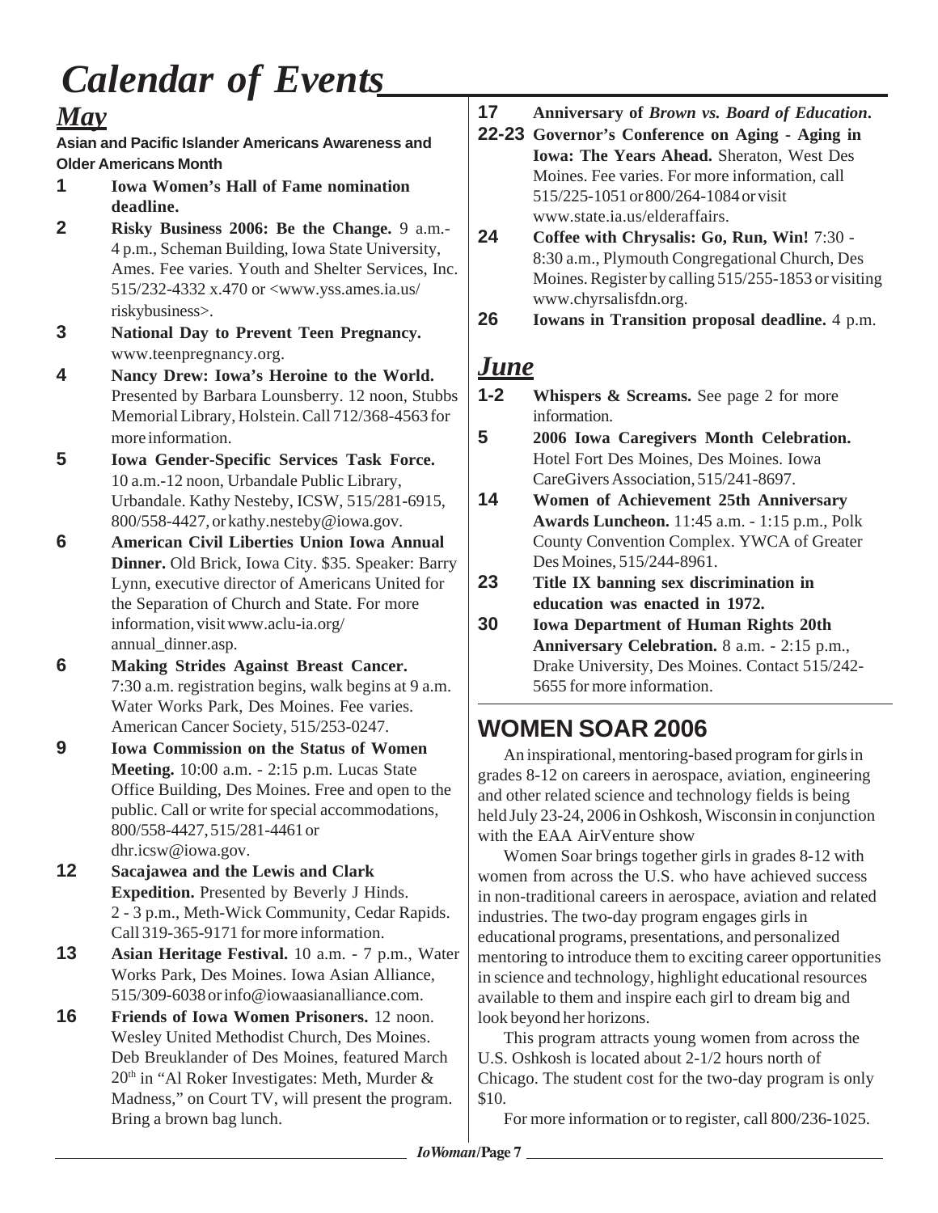# Calendar of Events

## May

**Asian and Pacific Islander Americans Awareness and Older Americans Month**

**1** **Iowa Women's Hall of Fame nomination deadline.**

**2** **Risky Business 2006: Be the Change.** 9 a.m.-4 p.m., Scheman Building, Iowa State University, Ames. Fee varies. Youth and Shelter Services, Inc. 515/232-4332 x.470 or <www.yss.ames.ia.us/riskybusiness>.

**3** **National Day to Prevent Teen Pregnancy.** www.teenpregnancy.org.

**4** **Nancy Drew: Iowa's Heroine to the World.** Presented by Barbara Lounsberry. 12 noon, Stubbs Memorial Library, Holstein. Call 712/368-4563 for more information.

**5** **Iowa Gender-Specific Services Task Force.** 10 a.m.-12 noon, Urbandale Public Library, Urbandale. Kathy Nesteby, ICSW, 515/281-6915, 800/558-4427, or kathy.nesteby@iowa.gov.

**6** **American Civil Liberties Union Iowa Annual Dinner.** Old Brick, Iowa City. $35. Speaker: Barry Lynn, executive director of Americans United for the Separation of Church and State. For more information, visit www.aclu-ia.org/annual_dinner.asp.

**6** **Making Strides Against Breast Cancer.** 7:30 a.m. registration begins, walk begins at 9 a.m. Water Works Park, Des Moines. Fee varies. American Cancer Society, 515/253-0247.

**9** **Iowa Commission on the Status of Women Meeting.** 10:00 a.m. - 2:15 p.m. Lucas State Office Building, Des Moines. Free and open to the public. Call or write for special accommodations, 800/558-4427, 515/281-4461 or dhr.icsw@iowa.gov.

**12** **Sacajawea and the Lewis and Clark Expedition.** Presented by Beverly J Hinds. 2 - 3 p.m., Meth-Wick Community, Cedar Rapids. Call 319-365-9171 for more information.

**13** **Asian Heritage Festival.** 10 a.m. - 7 p.m., Water Works Park, Des Moines. Iowa Asian Alliance, 515/309-6038 or info@iowaasianalliance.com.

**16** **Friends of Iowa Women Prisoners.** 12 noon. Wesley United Methodist Church, Des Moines. Deb Breuklander of Des Moines, featured March 20th in "Al Roker Investigates: Meth, Murder & Madness," on Court TV, will present the program. Bring a brown bag lunch.

**17** **Anniversary of *Brown vs. Board of Education*.**

**22-23** **Governor's Conference on Aging - Aging in Iowa: The Years Ahead.** Sheraton, West Des Moines. Fee varies. For more information, call 515/225-1051 or 800/264-1084 or visit www.state.ia.us/elderaffairs.

**24** **Coffee with Chrysalis: Go, Run, Win!** 7:30 - 8:30 a.m., Plymouth Congregational Church, Des Moines. Register by calling 515/255-1853 or visiting www.chyrsalisfdn.org.

**26** **Iowans in Transition proposal deadline.** 4 p.m.

## June

**1-2** **Whispers & Screams.** See page 2 for more information.

**5** **2006 Iowa Caregivers Month Celebration.** Hotel Fort Des Moines, Des Moines. Iowa CareGivers Association, 515/241-8697.

**14** **Women of Achievement 25th Anniversary Awards Luncheon.** 11:45 a.m. - 1:15 p.m., Polk County Convention Complex. YWCA of Greater Des Moines, 515/244-8961.

**23** **Title IX banning sex discrimination in education was enacted in 1972.**

**30** **Iowa Department of Human Rights 20th Anniversary Celebration.** 8 a.m. - 2:15 p.m., Drake University, Des Moines. Contact 515/242-5655 for more information.

## WOMEN SOAR 2006

An inspirational, mentoring-based program for girls in grades 8-12 on careers in aerospace, aviation, engineering and other related science and technology fields is being held July 23-24, 2006 in Oshkosh, Wisconsin in conjunction with the EAA AirVenture show

Women Soar brings together girls in grades 8-12 with women from across the U.S. who have achieved success in non-traditional careers in aerospace, aviation and related industries. The two-day program engages girls in educational programs, presentations, and personalized mentoring to introduce them to exciting career opportunities in science and technology, highlight educational resources available to them and inspire each girl to dream big and look beyond her horizons.

This program attracts young women from across the U.S. Oshkosh is located about 2-1/2 hours north of Chicago. The student cost for the two-day program is only $10.

For more information or to register, call 800/236-1025.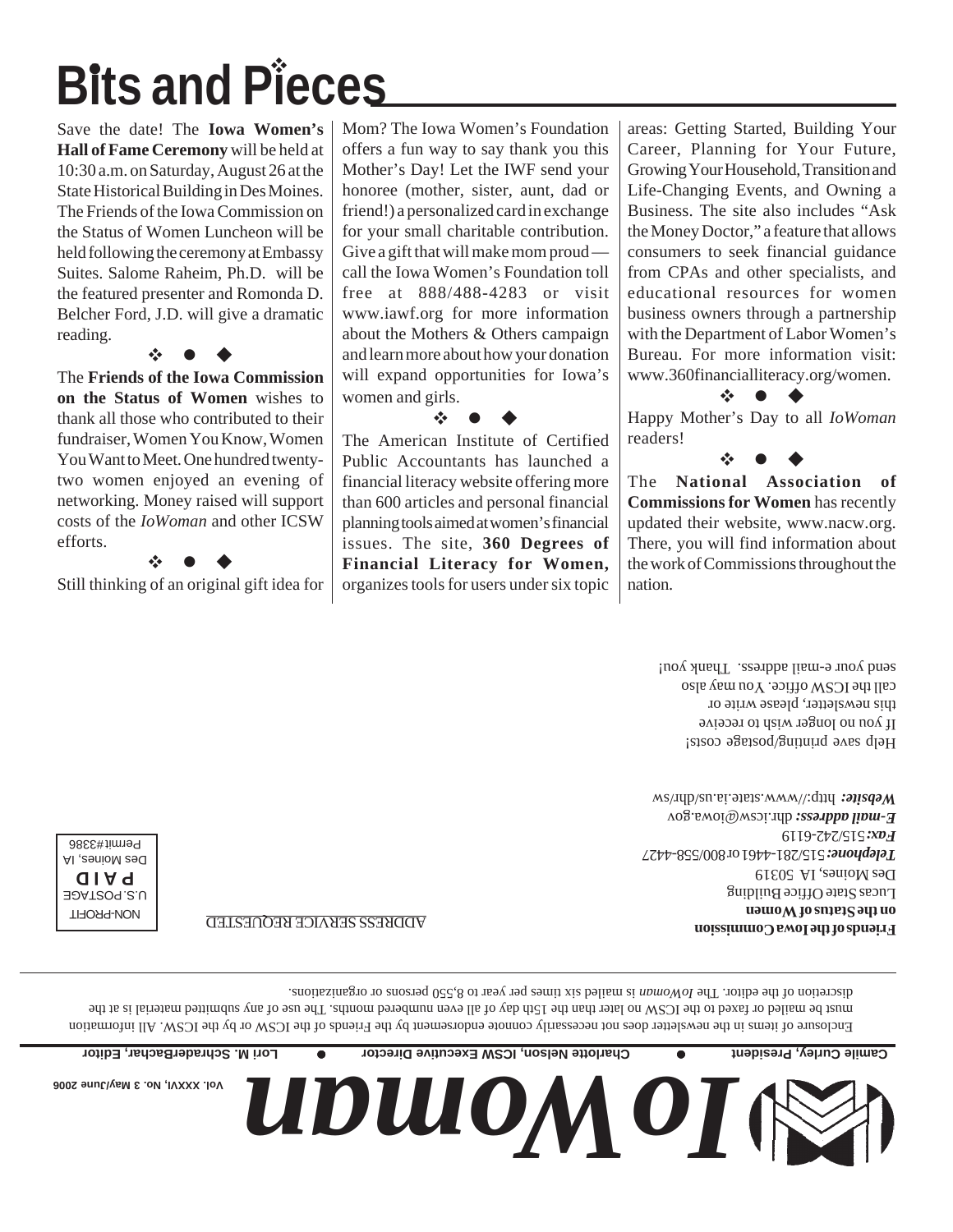# Bits and Pieces

Save the date! The **Iowa Women's Hall of Fame Ceremony** will be held at 10:30 a.m. on Saturday, August 26 at the State Historical Building in Des Moines. The Friends of the Iowa Commission on the Status of Women Luncheon will be held following the ceremony at Embassy Suites. Salome Raheim, Ph.D. will be the featured presenter and Romonda D. Belcher Ford, J.D. will give a dramatic reading.

❖ ● ◆

The **Friends of the Iowa Commission on the Status of Women** wishes to thank all those who contributed to their fundraiser, Women You Know, Women You Want to Meet. One hundred twenty-two women enjoyed an evening of networking. Money raised will support costs of the *IoWoman* and other ICSW efforts.

❖ ● ◆

Still thinking of an original gift idea for Mom? The Iowa Women's Foundation offers a fun way to say thank you this Mother's Day! Let the IWF send your honoree (mother, sister, aunt, dad or friend!) a personalized card in exchange for your small charitable contribution. Give a gift that will make mom proud — call the Iowa Women's Foundation toll free at 888/488-4283 or visit www.iawf.org for more information about the Mothers & Others campaign and learn more about how your donation will expand opportunities for Iowa's women and girls.

❖ ● ◆

The American Institute of Certified Public Accountants has launched a financial literacy website offering more than 600 articles and personal financial planning tools aimed at women's financial issues. The site, **360 Degrees of Financial Literacy for Women,** organizes tools for users under six topic areas: Getting Started, Building Your Career, Planning for Your Future, Growing Your Household, Transition and Life-Changing Events, and Owning a Business. The site also includes "Ask the Money Doctor," a feature that allows consumers to seek financial guidance from CPAs and other specialists, and educational resources for women business owners through a partnership with the Department of Labor Women's Bureau. For more information visit: www.360financialliteracy.org/women.

❖ ● ◆

Happy Mother's Day to all *IoWoman* readers!

❖ ● ◆

The **National Association of Commissions for Women** has recently updated their website, www.nacw.org. There, you will find information about the work of Commissions throughout the nation.

Help save printing/postage costs!
If you no longer wish to receive this newsletter, please write or call the ICSW office. You may also send your e-mail address. Thank you!

**Friends of the Iowa Commission on the Status of Women**
Lucas State Office Building
Des Moines, IA 50319
***Telephone:*** 515/281-4461 or 800/558-4427
***Fax:*** 515/242-6119
***E-mail address:*** dhr.icsw@iowa.gov
***Website:*** http://www.state.ia.us/dhr/sw

ADDRESS SERVICE REQUESTED

NON-PROFIT
U.S. POSTAGE
**PAID**
Des Moines, IA
Permit #3386

Enclosure of items in the newsletter does not necessarily connote endorsement by the Friends of the ICSW or by the ICSW. All information must be mailed or faxed to the ICSW no later than the 15th day of all even numbered months. The use of any submitted material is at the discretion of the editor. The *IoWoman* is mailed six times per year to 8,550 persons or organizations.

**Camile Curley, President** ● **Charlotte Nelson, ICSW Executive Director** ● **Lori M. SchraderBachar, Editor**

## IoWoman

**Vol. XXXVI, No. 3 May/June 2006**